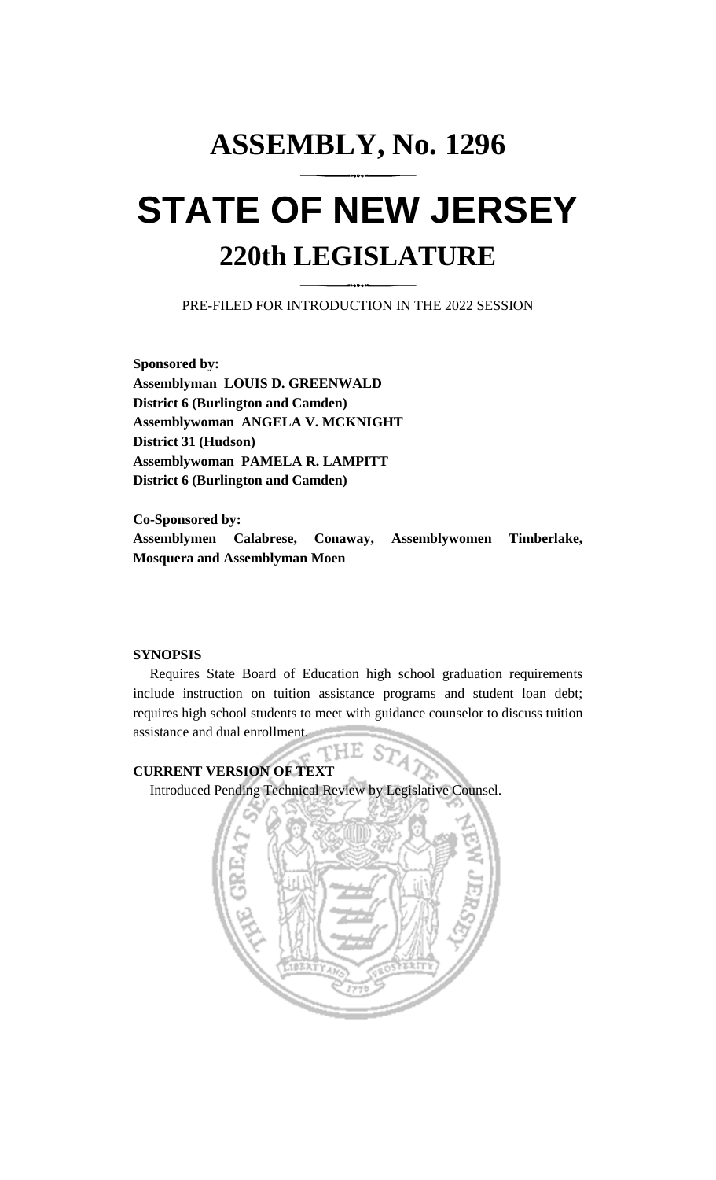# ASSEMBLY, No. 1296

# STATE OF NEW JERSEY

## 220th LEGISLATURE

PRE-FILED FOR INTRODUCTION IN THE 2022 SESSION

**Sponsored by:**
**Assemblyman LOUIS D. GREENWALD**
**District 6 (Burlington and Camden)**
**Assemblywoman ANGELA V. MCKNIGHT**
**District 31 (Hudson)**
**Assemblywoman PAMELA R. LAMPITT**
**District 6 (Burlington and Camden)**

**Co-Sponsored by:**
**Assemblymen Calabrese, Conaway, Assemblywomen Timberlake, Mosquera and Assemblyman Moen**

**SYNOPSIS**

Requires State Board of Education high school graduation requirements include instruction on tuition assistance programs and student loan debt; requires high school students to meet with guidance counselor to discuss tuition assistance and dual enrollment.

**CURRENT VERSION OF TEXT**

Introduced Pending Technical Review by Legislative Counsel.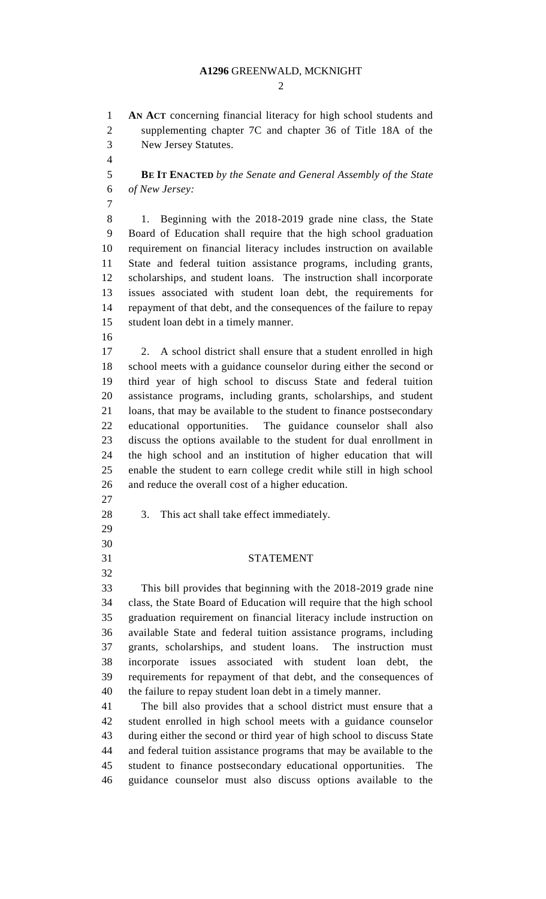**AN ACT** concerning financial literacy for high school students and supplementing chapter 7C and chapter 36 of Title 18A of the New Jersey Statutes.

**BE IT ENACTED** *by the Senate and General Assembly of the State of New Jersey:*

1. Beginning with the 2018-2019 grade nine class, the State Board of Education shall require that the high school graduation requirement on financial literacy includes instruction on available State and federal tuition assistance programs, including grants, scholarships, and student loans. The instruction shall incorporate issues associated with student loan debt, the requirements for repayment of that debt, and the consequences of the failure to repay student loan debt in a timely manner.

2. A school district shall ensure that a student enrolled in high school meets with a guidance counselor during either the second or third year of high school to discuss State and federal tuition assistance programs, including grants, scholarships, and student loans, that may be available to the student to finance postsecondary educational opportunities. The guidance counselor shall also discuss the options available to the student for dual enrollment in the high school and an institution of higher education that will enable the student to earn college credit while still in high school and reduce the overall cost of a higher education.

3. This act shall take effect immediately.

## STATEMENT

This bill provides that beginning with the 2018-2019 grade nine class, the State Board of Education will require that the high school graduation requirement on financial literacy include instruction on available State and federal tuition assistance programs, including grants, scholarships, and student loans. The instruction must incorporate issues associated with student loan debt, the requirements for repayment of that debt, and the consequences of the failure to repay student loan debt in a timely manner.

The bill also provides that a school district must ensure that a student enrolled in high school meets with a guidance counselor during either the second or third year of high school to discuss State and federal tuition assistance programs that may be available to the student to finance postsecondary educational opportunities. The guidance counselor must also discuss options available to the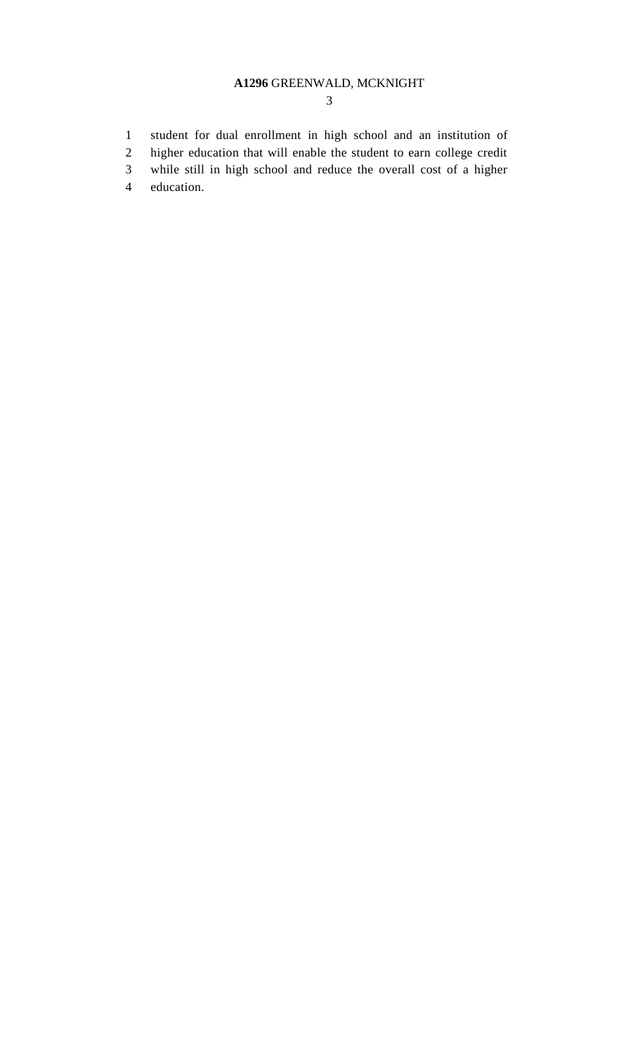student for dual enrollment in high school and an institution of higher education that will enable the student to earn college credit while still in high school and reduce the overall cost of a higher education.